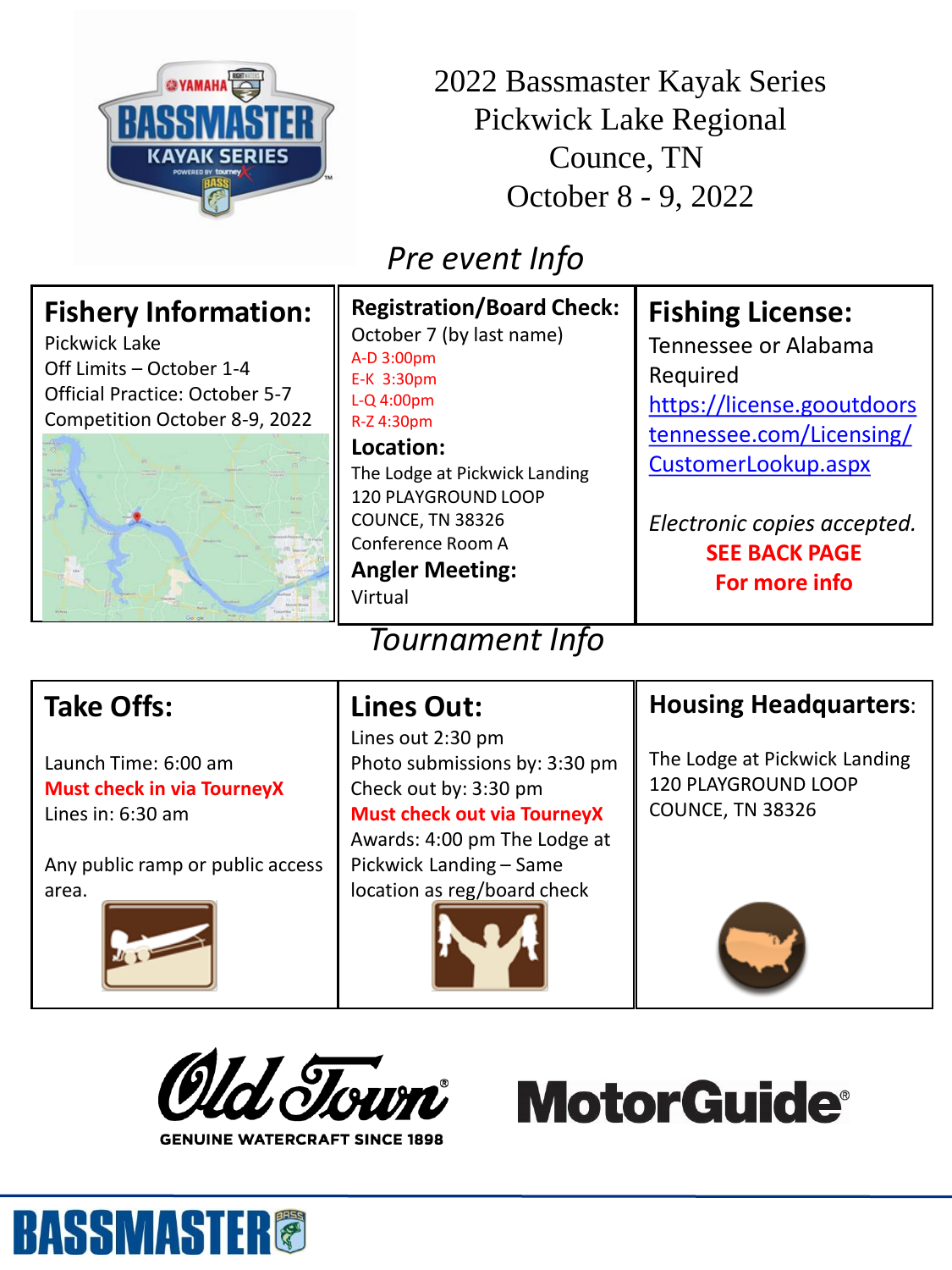# 2022 Bassmaster Kayak Series
# Pickwick Lake Regional
# Counce, TN
# October 8 - 9, 2022

## *Pre event Info*

### Fishery Information:

Pickwick Lake
Off Limits – October 1-4
Official Practice: October 5-7
Competition October 8-9, 2022

### Registration/Board Check:

October 7 (by last name)
A-D 3:00pm
E-K 3:30pm
L-Q 4:00pm
R-Z 4:30pm

### Location:

The Lodge at Pickwick Landing
120 PLAYGROUND LOOP
COUNCE, TN 38326
Conference Room A

### Angler Meeting:

Virtual

### Fishing License:

Tennessee or Alabama Required
https://license.gooutdoorstennessee.com/Licensing/CustomerLookup.aspx

*Electronic copies accepted.*

**SEE BACK PAGE For more info**

## *Tournament Info*

### Take Offs:

Launch Time: 6:00 am
**Must check in via TourneyX**
Lines in: 6:30 am

Any public ramp or public access area.

### Lines Out:

Lines out 2:30 pm
Photo submissions by: 3:30 pm
Check out by: 3:30 pm
**Must check out via TourneyX**
Awards: 4:00 pm The Lodge at Pickwick Landing – Same location as reg/board check

### Housing Headquarters:

The Lodge at Pickwick Landing
120 PLAYGROUND LOOP
COUNCE, TN 38326

Old Town GENUINE WATERCRAFT SINCE 1898

MotorGuide

BASSMASTER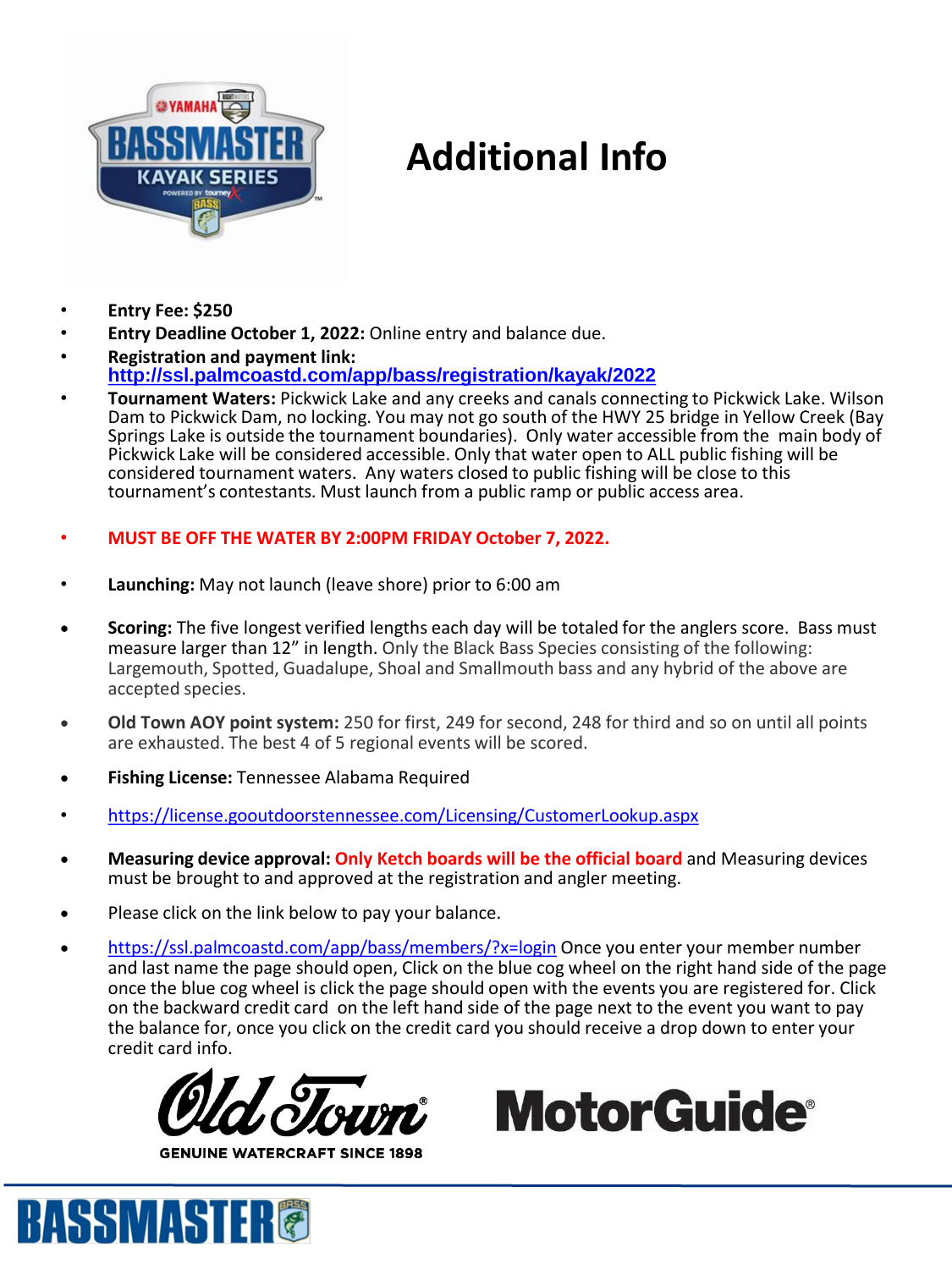# Additional Info

- **Entry Fee: $250**
- **Entry Deadline October 1, 2022:** Online entry and balance due.
- **Registration and payment link:** **http://ssl.palmcoastd.com/app/bass/registration/kayak/2022**
- **Tournament Waters:** Pickwick Lake and any creeks and canals connecting to Pickwick Lake. Wilson Dam to Pickwick Dam, no locking. You may not go south of the HWY 25 bridge in Yellow Creek (Bay Springs Lake is outside the tournament boundaries). Only water accessible from the main body of Pickwick Lake will be considered accessible. Only that water open to ALL public fishing will be considered tournament waters. Any waters closed to public fishing will be close to this tournament's contestants. Must launch from a public ramp or public access area.
- **MUST BE OFF THE WATER BY 2:00PM FRIDAY October 7, 2022.**
- **Launching:** May not launch (leave shore) prior to 6:00 am
- **Scoring:** The five longest verified lengths each day will be totaled for the anglers score. Bass must measure larger than 12" in length. Only the Black Bass Species consisting of the following: Largemouth, Spotted, Guadalupe, Shoal and Smallmouth bass and any hybrid of the above are accepted species.
- **Old Town AOY point system:** 250 for first, 249 for second, 248 for third and so on until all points are exhausted. The best 4 of 5 regional events will be scored.
- **Fishing License:** Tennessee Alabama Required
- https://license.gooutdoorstennessee.com/Licensing/CustomerLookup.aspx
- **Measuring device approval:** **Only Ketch boards will be the official board** and Measuring devices must be brought to and approved at the registration and angler meeting.
- Please click on the link below to pay your balance.
- https://ssl.palmcoastd.com/app/bass/members/?x=login Once you enter your member number and last name the page should open, Click on the blue cog wheel on the right hand side of the page once the blue cog wheel is click the page should open with the events you are registered for. Click on the backward credit card on the left hand side of the page next to the event you want to pay the balance for, once you click on the credit card you should receive a drop down to enter your credit card info.